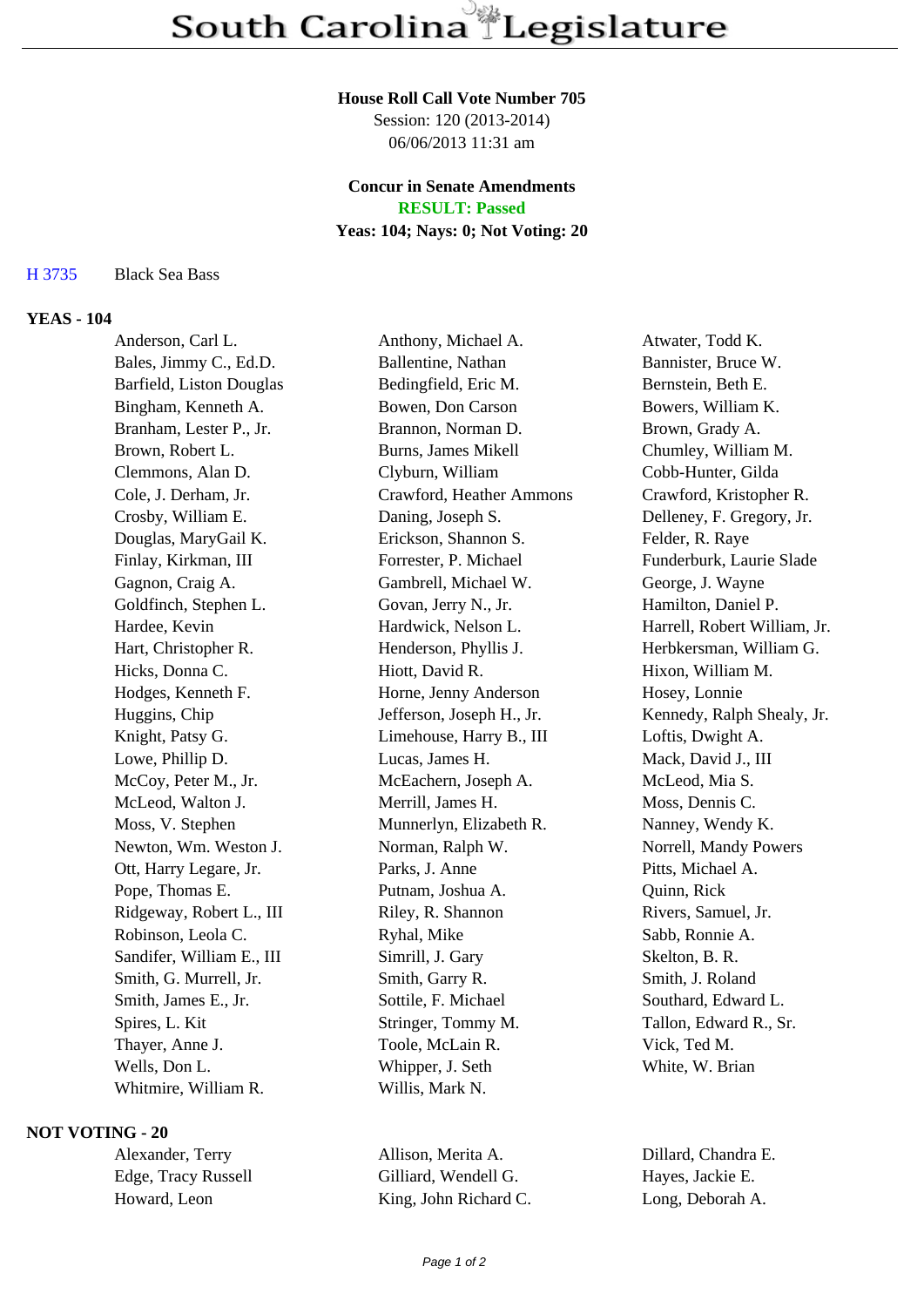# South Carolina Legislature

**House Roll Call Vote Number 705**
Session: 120 (2013-2014)
06/06/2013 11:31 am

**Concur in Senate Amendments**
**RESULT: Passed**
**Yeas: 104; Nays: 0; Not Voting: 20**

H 3735 Black Sea Bass

**YEAS - 104**

| | | |
|---|---|---|
| Anderson, Carl L. | Anthony, Michael A. | Atwater, Todd K. |
| Bales, Jimmy C., Ed.D. | Ballentine, Nathan | Bannister, Bruce W. |
| Barfield, Liston Douglas | Bedingfield, Eric M. | Bernstein, Beth E. |
| Bingham, Kenneth A. | Bowen, Don Carson | Bowers, William K. |
| Branham, Lester P., Jr. | Brannon, Norman D. | Brown, Grady A. |
| Brown, Robert L. | Burns, James Mikell | Chumley, William M. |
| Clemmons, Alan D. | Clyburn, William | Cobb-Hunter, Gilda |
| Cole, J. Derham, Jr. | Crawford, Heather Ammons | Crawford, Kristopher R. |
| Crosby, William E. | Daning, Joseph S. | Delleney, F. Gregory, Jr. |
| Douglas, MaryGail K. | Erickson, Shannon S. | Felder, R. Raye |
| Finlay, Kirkman, III | Forrester, P. Michael | Funderburk, Laurie Slade |
| Gagnon, Craig A. | Gambrell, Michael W. | George, J. Wayne |
| Goldfinch, Stephen L. | Govan, Jerry N., Jr. | Hamilton, Daniel P. |
| Hardee, Kevin | Hardwick, Nelson L. | Harrell, Robert William, Jr. |
| Hart, Christopher R. | Henderson, Phyllis J. | Herbkersman, William G. |
| Hicks, Donna C. | Hiott, David R. | Hixon, William M. |
| Hodges, Kenneth F. | Horne, Jenny Anderson | Hosey, Lonnie |
| Huggins, Chip | Jefferson, Joseph H., Jr. | Kennedy, Ralph Shealy, Jr. |
| Knight, Patsy G. | Limehouse, Harry B., III | Loftis, Dwight A. |
| Lowe, Phillip D. | Lucas, James H. | Mack, David J., III |
| McCoy, Peter M., Jr. | McEachern, Joseph A. | McLeod, Mia S. |
| McLeod, Walton J. | Merrill, James H. | Moss, Dennis C. |
| Moss, V. Stephen | Munnerlyn, Elizabeth R. | Nanney, Wendy K. |
| Newton, Wm. Weston J. | Norman, Ralph W. | Norrell, Mandy Powers |
| Ott, Harry Legare, Jr. | Parks, J. Anne | Pitts, Michael A. |
| Pope, Thomas E. | Putnam, Joshua A. | Quinn, Rick |
| Ridgeway, Robert L., III | Riley, R. Shannon | Rivers, Samuel, Jr. |
| Robinson, Leola C. | Ryhal, Mike | Sabb, Ronnie A. |
| Sandifer, William E., III | Simrill, J. Gary | Skelton, B. R. |
| Smith, G. Murrell, Jr. | Smith, Garry R. | Smith, J. Roland |
| Smith, James E., Jr. | Sottile, F. Michael | Southard, Edward L. |
| Spires, L. Kit | Stringer, Tommy M. | Tallon, Edward R., Sr. |
| Thayer, Anne J. | Toole, McLain R. | Vick, Ted M. |
| Wells, Don L. | Whipper, J. Seth | White, W. Brian |
| Whitmire, William R. | Willis, Mark N. | |

**NOT VOTING - 20**

| | | |
|---|---|---|
| Alexander, Terry | Allison, Merita A. | Dillard, Chandra E. |
| Edge, Tracy Russell | Gilliard, Wendell G. | Hayes, Jackie E. |
| Howard, Leon | King, John Richard C. | Long, Deborah A. |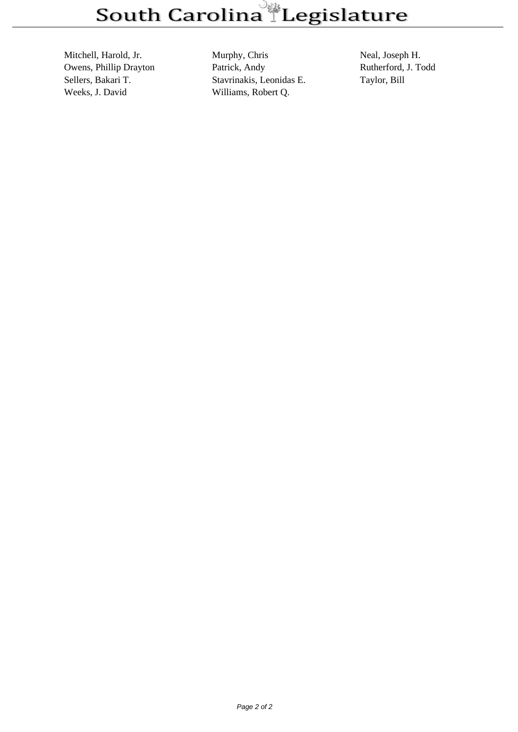Mitchell, Harold, Jr.
Murphy, Chris
Neal, Joseph H.
Owens, Phillip Drayton
Patrick, Andy
Rutherford, J. Todd
Sellers, Bakari T.
Stavrinakis, Leonidas E.
Taylor, Bill
Weeks, J. David
Williams, Robert Q.